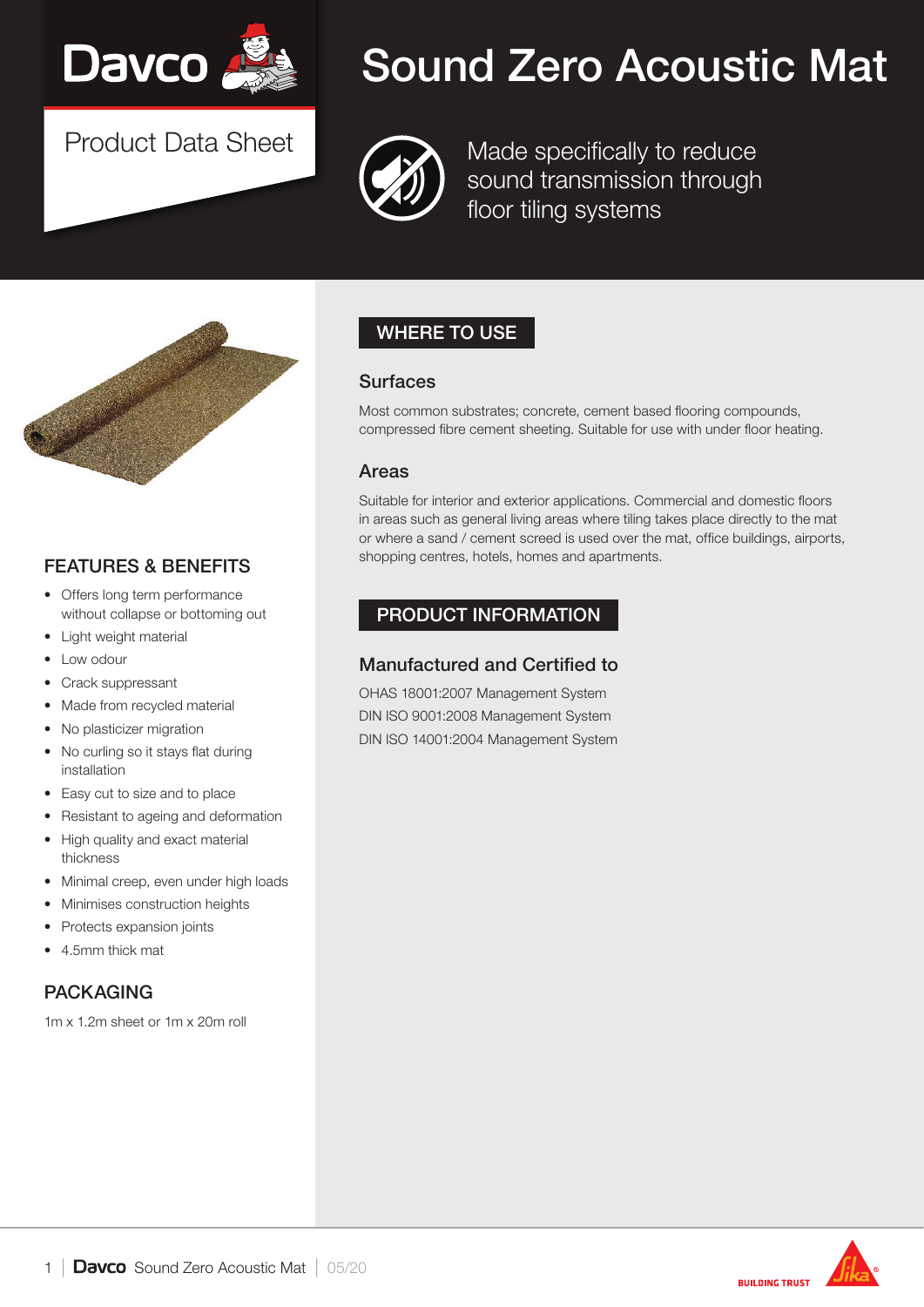# Sound Zero Acoustic Mat

Davco

Product Data Sheet

Made specifically to reduce sound transmission through floor tiling systems

## FEATURES & BENEFITS

- Offers long term performance without collapse or bottoming out
- Light weight material
- Low odour
- Crack suppressant
- Made from recycled material
- No plasticizer migration
- No curling so it stays flat during installation
- Easy cut to size and to place
- Resistant to ageing and deformation
- High quality and exact material thickness
- Minimal creep, even under high loads
- Minimises construction heights
- Protects expansion joints
- 4.5mm thick mat

## PACKAGING

1m x 1.2m sheet or 1m x 20m roll

## WHERE TO USE

### Surfaces

Most common substrates; concrete, cement based flooring compounds, compressed fibre cement sheeting. Suitable for use with under floor heating.

### Areas

Suitable for interior and exterior applications. Commercial and domestic floors in areas such as general living areas where tiling takes place directly to the mat or where a sand / cement screed is used over the mat, office buildings, airports, shopping centres, hotels, homes and apartments.

## PRODUCT INFORMATION

### Manufactured and Certified to

OHAS 18001:2007 Management System

DIN ISO 9001:2008 Management System

DIN ISO 14001:2004 Management System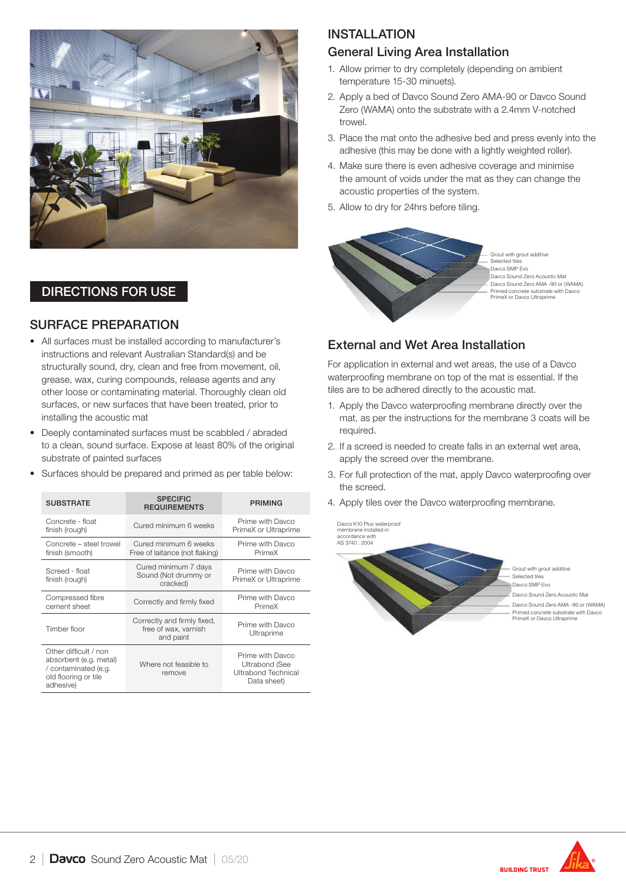# DIRECTIONS FOR USE

## SURFACE PREPARATION

- All surfaces must be installed according to manufacturer's instructions and relevant Australian Standard(s) and be structurally sound, dry, clean and free from movement, oil, grease, wax, curing compounds, release agents and any other loose or contaminating material. Thoroughly clean old surfaces, or new surfaces that have been treated, prior to installing the acoustic mat
- Deeply contaminated surfaces must be scabbled / abraded to a clean, sound surface. Expose at least 80% of the original substrate of painted surfaces
- Surfaces should be prepared and primed as per table below:

| SUBSTRATE | SPECIFIC REQUIREMENTS | PRIMING |
|---|---|---|
| Concrete - float finish (rough) | Cured minimum 6 weeks | Prime with Davco PrimeX or Ultraprime |
| Concrete – steel trowel finish (smooth) | Cured minimum 6 weeks Free of laitance (not flaking) | Prime with Davco PrimeX |
| Screed - float finish (rough) | Cured minimum 7 days Sound (Not drummy or cracked) | Prime with Davco PrimeX or Ultraprime |
| Compressed fibre cement sheet | Correctly and firmly fixed | Prime with Davco PrimeX |
| Timber floor | Correctly and firmly fixed, free of wax, varnish and paint | Prime with Davco Ultraprime |
| Other difficult / non absorbent (e.g. metal) / contaminated (e.g. old flooring or tile adhesive) | Where not feasible to remove | Prime with Davco Ultrabond (See Ultrabond Technical Data sheet) |

# INSTALLATION

## General Living Area Installation

1. Allow primer to dry completely (depending on ambient temperature 15-30 minuets).
2. Apply a bed of Davco Sound Zero AMA-90 or Davco Sound Zero (WAMA) onto the substrate with a 2.4mm V-notched trowel.
3. Place the mat onto the adhesive bed and press evenly into the adhesive (this may be done with a lightly weighted roller).
4. Make sure there is even adhesive coverage and minimise the amount of voids under the mat as they can change the acoustic properties of the system.
5. Allow to dry for 24hrs before tiling.

Grout with grout additive
Selected tiles
Davco SMP Evo
Davco Sound Zero Acoustic Mat
Davco Sound Zero AMA -90 or (WAMA)
Primed concrete substrate with Davco PrimeX or Davco Ultraprime

## External and Wet Area Installation

For application in external and wet areas, the use of a Davco waterproofing membrane on top of the mat is essential. If the tiles are to be adhered directly to the acoustic mat.

1. Apply the Davco waterproofing membrane directly over the mat, as per the instructions for the membrane 3 coats will be required.
2. If a screed is needed to create falls in an external wet area, apply the screed over the membrane.
3. For full protection of the mat, apply Davco waterproofing over the screed.
4. Apply tiles over the Davco waterproofing membrane.

Davco K10 Plus waterproof membrane installed in accordance with AS 3740 : 2004

Grout with grout additive
Selected tiles
Davco SMP Evo
Davco Sound Zero Acoustic Mat
Davco Sound Zero AMA -90 or (WAMA)
Primed concrete substrate with Davco PrimeX or Davco Ultraprime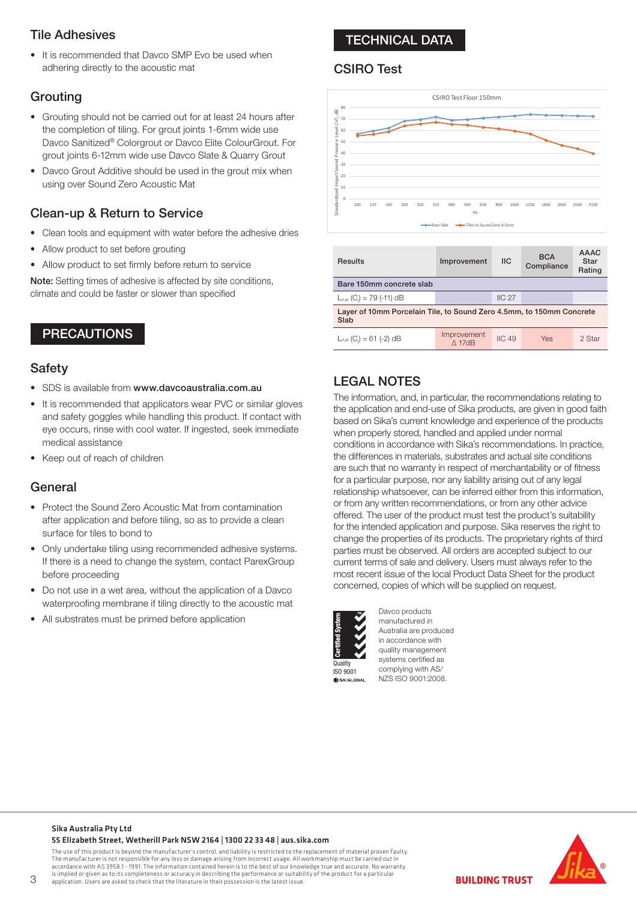## Tile Adhesives

- It is recommended that Davco SMP Evo be used when adhering directly to the acoustic mat

## Grouting

- Grouting should not be carried out for at least 24 hours after the completion of tiling. For grout joints 1-6mm wide use Davco Sanitized® Colorgrout or Davco Elite ColourGrout. For grout joints 6-12mm wide use Davco Slate & Quarry Grout
- Davco Grout Additive should be used in the grout mix when using over Sound Zero Acoustic Mat

## Clean-up & Return to Service

- Clean tools and equipment with water before the adhesive dries
- Allow product to set before grouting
- Allow product to set firmly before return to service

**Note:** Setting times of adhesive is affected by site conditions, climate and could be faster or slower than specified

# PRECAUTIONS

## Safety

- SDS is available from **www.davcoaustralia.com.au**
- It is recommended that applicators wear PVC or similar gloves and safety goggles while handling this product. If contact with eye occurs, rinse with cool water. If ingested, seek immediate medical assistance
- Keep out of reach of children

## General

- Protect the Sound Zero Acoustic Mat from contamination after application and before tiling, so as to provide a clean surface for tiles to bond to
- Only undertake tiling using recommended adhesive systems. If there is a need to change the system, contact ParexGroup before proceeding
- Do not use in a wet area, without the application of a Davco waterproofing membrane if tiling directly to the acoustic mat
- All substrates must be primed before application

# TECHNICAL DATA

## CSIRO Test

CSIRO Test Floor 150mm

Standardized Impact Sound Pressure Level L'nT, dB

0 10 20 30 40 50 60 70 80

100 125 160 200 250 315 400 500 630 800 1000 1250 1600 2000 2500 3150

Hz

Bare Slab    Tiles to Sound Zero 4.5mm

| Results | Improvement | IIC | BCA Compliance | AAAC Star Rating |
|---|---|---|---|---|
| **Bare 150mm concrete slab** | | | | |
| $L_{n,w}$ ($C_I$) = 79 (-11) dB | | IIC 27 | | |
| **Layer of 10mm Porcelain Tile, to Sound Zero 4.5mm, to 150mm Concrete Slab** | | | | |
| $L_{n,w}$ ($C_I$) = 61 (-2) dB | Improvement Δ 17dB | IIC 49 | Yes | 2 Star |

## LEGAL NOTES

The information, and, in particular, the recommendations relating to the application and end-use of Sika products, are given in good faith based on Sika's current knowledge and experience of the products when properly stored, handled and applied under normal conditions in accordance with Sika's recommendations. In practice, the differences in materials, substrates and actual site conditions are such that no warranty in respect of merchantability or of fitness for a particular purpose, nor any liability arising out of any legal relationship whatsoever, can be inferred either from this information, or from any written recommendations, or from any other advice offered. The user of the product must test the product's suitability for the intended application and purpose. Sika reserves the right to change the properties of its products. The proprietary rights of third parties must be observed. All orders are accepted subject to our current terms of sale and delivery. Users must always refer to the most recent issue of the local Product Data Sheet for the product concerned, copies of which will be supplied on request.

Certified System Quality ISO 9001 SAI GLOBAL

Davco products manufactured in Australia are produced in accordance with quality management systems certified as complying with AS/NZS ISO 9001:2008.

**Sika Australia Pty Ltd**
**55 Elizabeth Street, Wetherill Park NSW 2164 | 1300 22 33 48 | aus.sika.com**

The use of this product is beyond the manufacturer's control, and liability is restricted to the replacement of material proven faulty. The manufacturer is not responsible for any loss or damage arising from incorrect usage. All workmanship must be carried out in accordance with AS 3958.1 - 1991. The information contained herein is to the best of our knowledge true and accurate. No warranty is implied or given as to its completeness or accuracy in describing the performance or suitability of the product for a particular application. Users are asked to check that the literature in their possession is the latest issue.

BUILDING TRUST